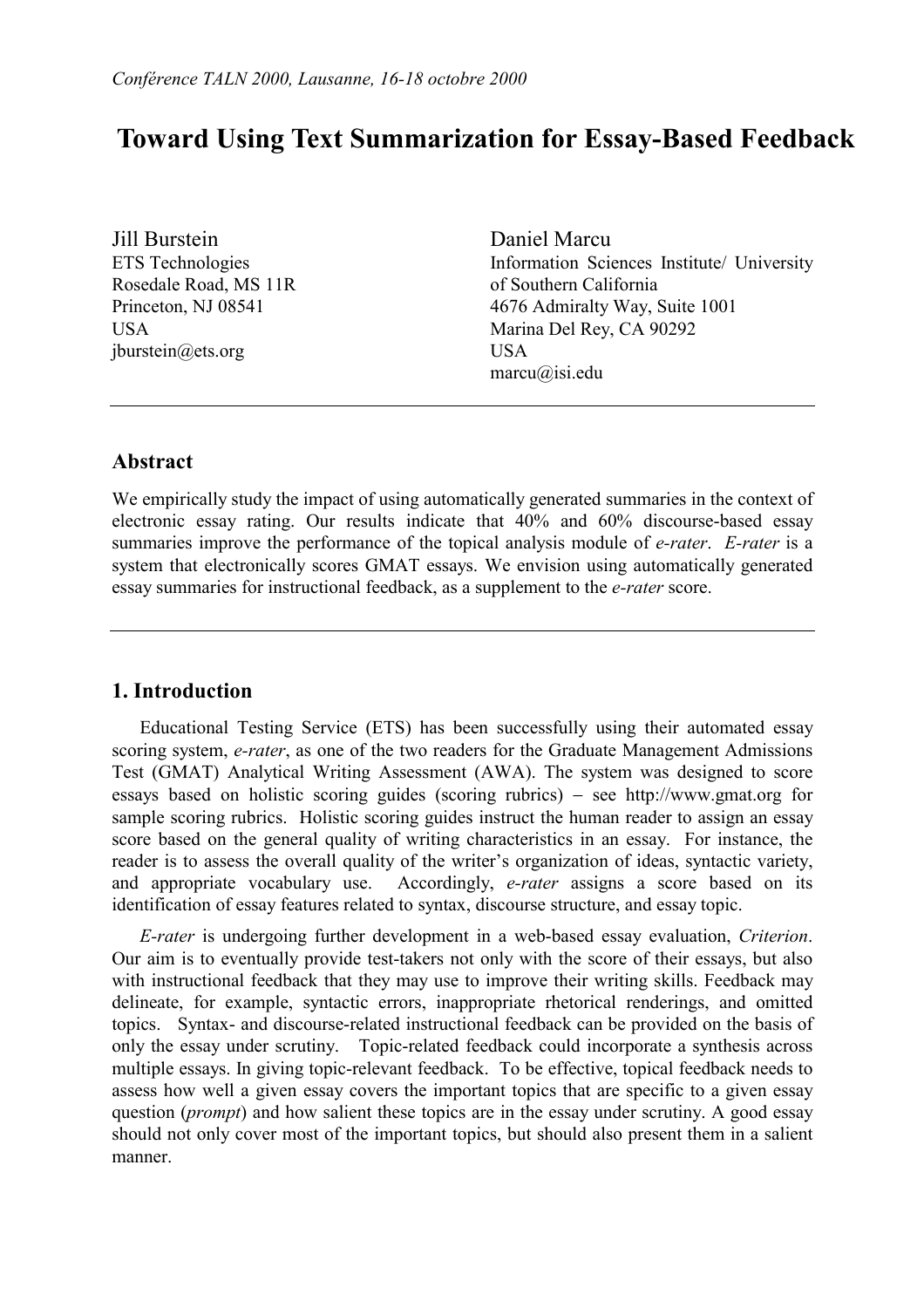# Toward Using Text Summarization for Essay-Based Feedback

Jill Burstein
ETS Technologies
Rosedale Road, MS 11R
Princeton, NJ 08541
USA
jburstein@ets.org

Daniel Marcu
Information Sciences Institute/ University of Southern California
4676 Admiralty Way, Suite 1001
Marina Del Rey, CA 90292
USA
marcu@isi.edu

## Abstract

We empirically study the impact of using automatically generated summaries in the context of electronic essay rating. Our results indicate that 40% and 60% discourse-based essay summaries improve the performance of the topical analysis module of *e-rater*. *E-rater* is a system that electronically scores GMAT essays. We envision using automatically generated essay summaries for instructional feedback, as a supplement to the *e-rater* score.

## 1. Introduction

Educational Testing Service (ETS) has been successfully using their automated essay scoring system, *e-rater*, as one of the two readers for the Graduate Management Admissions Test (GMAT) Analytical Writing Assessment (AWA). The system was designed to score essays based on holistic scoring guides (scoring rubrics) – see http://www.gmat.org for sample scoring rubrics. Holistic scoring guides instruct the human reader to assign an essay score based on the general quality of writing characteristics in an essay. For instance, the reader is to assess the overall quality of the writer's organization of ideas, syntactic variety, and appropriate vocabulary use. Accordingly, *e-rater* assigns a score based on its identification of essay features related to syntax, discourse structure, and essay topic.

*E-rater* is undergoing further development in a web-based essay evaluation, *Criterion*. Our aim is to eventually provide test-takers not only with the score of their essays, but also with instructional feedback that they may use to improve their writing skills. Feedback may delineate, for example, syntactic errors, inappropriate rhetorical renderings, and omitted topics. Syntax- and discourse-related instructional feedback can be provided on the basis of only the essay under scrutiny. Topic-related feedback could incorporate a synthesis across multiple essays. In giving topic-relevant feedback. To be effective, topical feedback needs to assess how well a given essay covers the important topics that are specific to a given essay question (*prompt*) and how salient these topics are in the essay under scrutiny. A good essay should not only cover most of the important topics, but should also present them in a salient manner.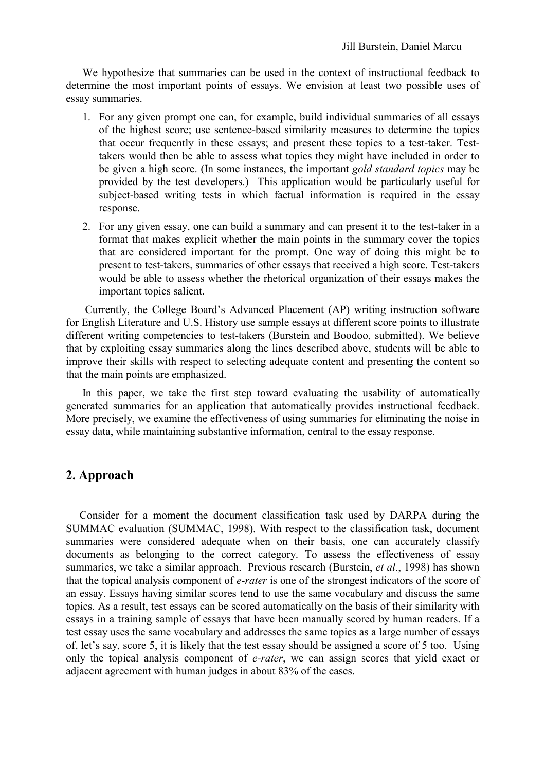We hypothesize that summaries can be used in the context of instructional feedback to determine the most important points of essays. We envision at least two possible uses of essay summaries.

1. For any given prompt one can, for example, build individual summaries of all essays of the highest score; use sentence-based similarity measures to determine the topics that occur frequently in these essays; and present these topics to a test-taker. Test-takers would then be able to assess what topics they might have included in order to be given a high score. (In some instances, the important *gold standard topics* may be provided by the test developers.) This application would be particularly useful for subject-based writing tests in which factual information is required in the essay response.
2. For any given essay, one can build a summary and can present it to the test-taker in a format that makes explicit whether the main points in the summary cover the topics that are considered important for the prompt. One way of doing this might be to present to test-takers, summaries of other essays that received a high score. Test-takers would be able to assess whether the rhetorical organization of their essays makes the important topics salient.

Currently, the College Board's Advanced Placement (AP) writing instruction software for English Literature and U.S. History use sample essays at different score points to illustrate different writing competencies to test-takers (Burstein and Boodoo, submitted). We believe that by exploiting essay summaries along the lines described above, students will be able to improve their skills with respect to selecting adequate content and presenting the content so that the main points are emphasized.

In this paper, we take the first step toward evaluating the usability of automatically generated summaries for an application that automatically provides instructional feedback. More precisely, we examine the effectiveness of using summaries for eliminating the noise in essay data, while maintaining substantive information, central to the essay response.

## 2. Approach

Consider for a moment the document classification task used by DARPA during the SUMMAC evaluation (SUMMAC, 1998). With respect to the classification task, document summaries were considered adequate when on their basis, one can accurately classify documents as belonging to the correct category. To assess the effectiveness of essay summaries, we take a similar approach. Previous research (Burstein, *et al*., 1998) has shown that the topical analysis component of *e-rater* is one of the strongest indicators of the score of an essay. Essays having similar scores tend to use the same vocabulary and discuss the same topics. As a result, test essays can be scored automatically on the basis of their similarity with essays in a training sample of essays that have been manually scored by human readers. If a test essay uses the same vocabulary and addresses the same topics as a large number of essays of, let's say, score 5, it is likely that the test essay should be assigned a score of 5 too. Using only the topical analysis component of *e-rater*, we can assign scores that yield exact or adjacent agreement with human judges in about 83% of the cases.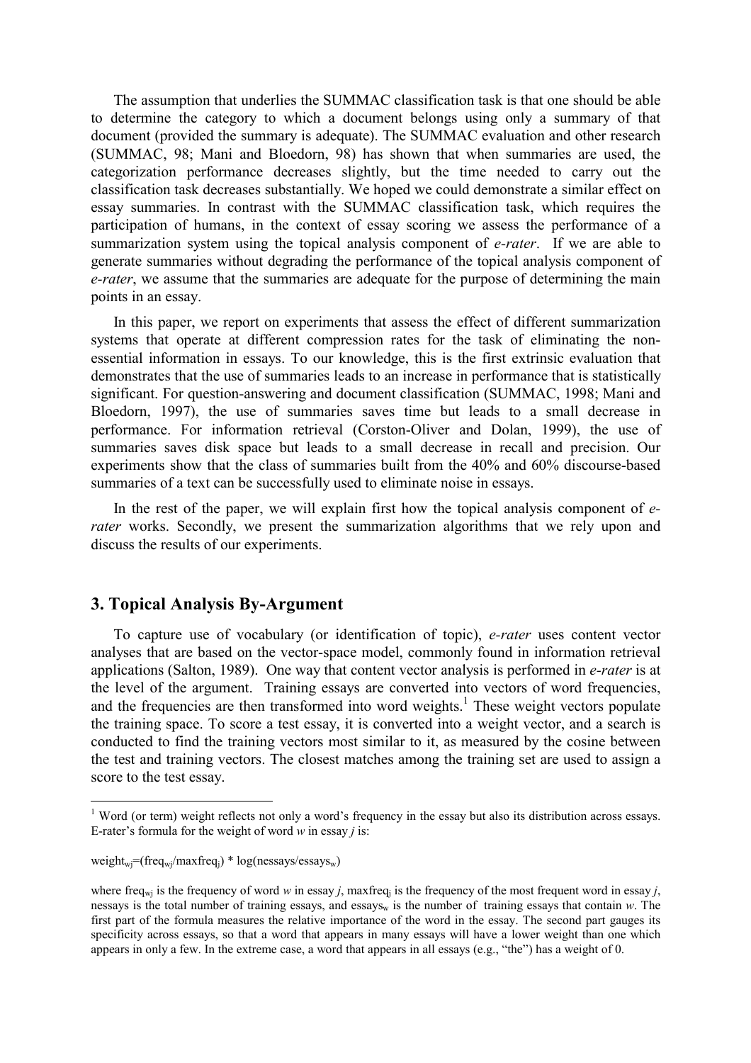The assumption that underlies the SUMMAC classification task is that one should be able to determine the category to which a document belongs using only a summary of that document (provided the summary is adequate). The SUMMAC evaluation and other research (SUMMAC, 98; Mani and Bloedorn, 98) has shown that when summaries are used, the categorization performance decreases slightly, but the time needed to carry out the classification task decreases substantially. We hoped we could demonstrate a similar effect on essay summaries. In contrast with the SUMMAC classification task, which requires the participation of humans, in the context of essay scoring we assess the performance of a summarization system using the topical analysis component of *e-rater*. If we are able to generate summaries without degrading the performance of the topical analysis component of *e-rater*, we assume that the summaries are adequate for the purpose of determining the main points in an essay.

In this paper, we report on experiments that assess the effect of different summarization systems that operate at different compression rates for the task of eliminating the non-essential information in essays. To our knowledge, this is the first extrinsic evaluation that demonstrates that the use of summaries leads to an increase in performance that is statistically significant. For question-answering and document classification (SUMMAC, 1998; Mani and Bloedorn, 1997), the use of summaries saves time but leads to a small decrease in performance. For information retrieval (Corston-Oliver and Dolan, 1999), the use of summaries saves disk space but leads to a small decrease in recall and precision. Our experiments show that the class of summaries built from the 40% and 60% discourse-based summaries of a text can be successfully used to eliminate noise in essays.

In the rest of the paper, we will explain first how the topical analysis component of *e-rater* works. Secondly, we present the summarization algorithms that we rely upon and discuss the results of our experiments.

## 3. Topical Analysis By-Argument

To capture use of vocabulary (or identification of topic), *e-rater* uses content vector analyses that are based on the vector-space model, commonly found in information retrieval applications (Salton, 1989). One way that content vector analysis is performed in *e-rater* is at the level of the argument. Training essays are converted into vectors of word frequencies, and the frequencies are then transformed into word weights.[1] These weight vectors populate the training space. To score a test essay, it is converted into a weight vector, and a search is conducted to find the training vectors most similar to it, as measured by the cosine between the test and training vectors. The closest matches among the training set are used to assign a score to the test essay.

---

[1] Word (or term) weight reflects not only a word's frequency in the essay but also its distribution across essays. E-rater's formula for the weight of word *w* in essay *j* is:

$weight_{wj}=(freq_{wj}/maxfreq_j) * \log(nessays/essays_w)$

where $freq_{wj}$ is the frequency of word *w* in essay *j*, $maxfreq_j$ is the frequency of the most frequent word in essay *j*, nessays is the total number of training essays, and $essays_w$ is the number of training essays that contain *w*. The first part of the formula measures the relative importance of the word in the essay. The second part gauges its specificity across essays, so that a word that appears in many essays will have a lower weight than one which appears in only a few. In the extreme case, a word that appears in all essays (e.g., "the") has a weight of 0.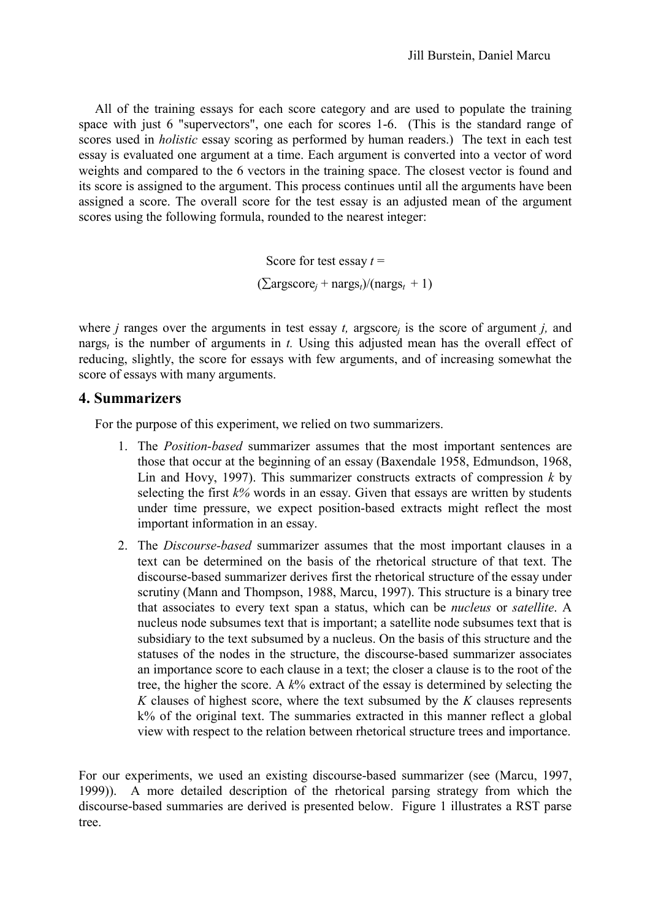All of the training essays for each score category and are used to populate the training space with just 6 "supervectors", one each for scores 1-6. (This is the standard range of scores used in *holistic* essay scoring as performed by human readers.) The text in each test essay is evaluated one argument at a time. Each argument is converted into a vector of word weights and compared to the 6 vectors in the training space. The closest vector is found and its score is assigned to the argument. This process continues until all the arguments have been assigned a score. The overall score for the test essay is an adjusted mean of the argument scores using the following formula, rounded to the nearest integer:

$$\text{Score for test essay } t = (\sum \text{argscore}_j + \text{nargs}_t)/(\text{nargs}_t + 1)$$

where $j$ ranges over the arguments in test essay $t$, $\text{argscore}_j$ is the score of argument $j$, and $\text{nargs}_t$ is the number of arguments in $t$. Using this adjusted mean has the overall effect of reducing, slightly, the score for essays with few arguments, and of increasing somewhat the score of essays with many arguments.

## 4. Summarizers

For the purpose of this experiment, we relied on two summarizers.

1. The *Position-based* summarizer assumes that the most important sentences are those that occur at the beginning of an essay (Baxendale 1958, Edmundson, 1968, Lin and Hovy, 1997). This summarizer constructs extracts of compression $k$ by selecting the first $k\%$ words in an essay. Given that essays are written by students under time pressure, we expect position-based extracts might reflect the most important information in an essay.
2. The *Discourse-based* summarizer assumes that the most important clauses in a text can be determined on the basis of the rhetorical structure of that text. The discourse-based summarizer derives first the rhetorical structure of the essay under scrutiny (Mann and Thompson, 1988, Marcu, 1997). This structure is a binary tree that associates to every text span a status, which can be *nucleus* or *satellite*. A nucleus node subsumes text that is important; a satellite node subsumes text that is subsidiary to the text subsumed by a nucleus. On the basis of this structure and the statuses of the nodes in the structure, the discourse-based summarizer associates an importance score to each clause in a text; the closer a clause is to the root of the tree, the higher the score. A $k\%$ extract of the essay is determined by selecting the $K$ clauses of highest score, where the text subsumed by the $K$ clauses represents $k\%$ of the original text. The summaries extracted in this manner reflect a global view with respect to the relation between rhetorical structure trees and importance.

For our experiments, we used an existing discourse-based summarizer (see (Marcu, 1997, 1999)). A more detailed description of the rhetorical parsing strategy from which the discourse-based summaries are derived is presented below. Figure 1 illustrates a RST parse tree.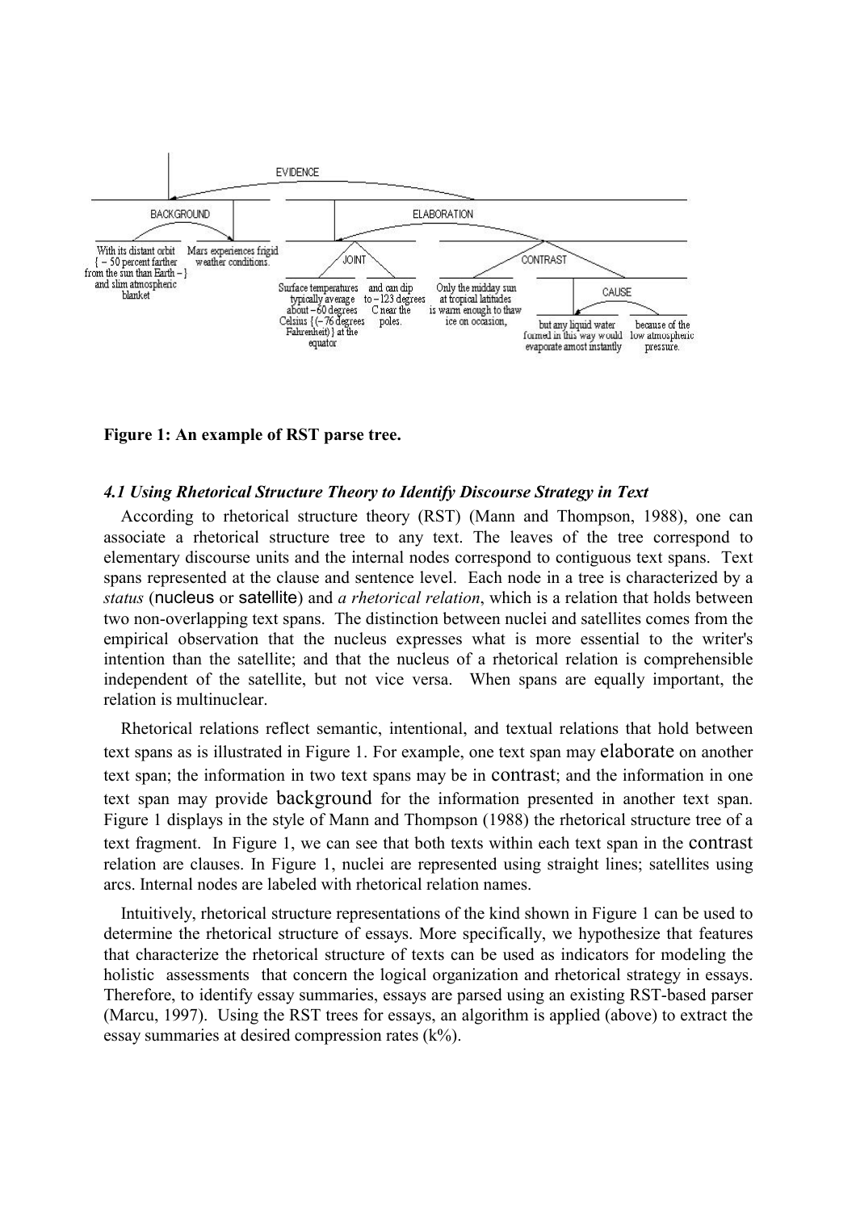**Figure 1: An example of RST parse tree.**

### *4.1 Using Rhetorical Structure Theory to Identify Discourse Strategy in Text*

According to rhetorical structure theory (RST) (Mann and Thompson, 1988), one can associate a rhetorical structure tree to any text. The leaves of the tree correspond to elementary discourse units and the internal nodes correspond to contiguous text spans. Text spans represented at the clause and sentence level. Each node in a tree is characterized by a *status* (nucleus or satellite) and *a rhetorical relation*, which is a relation that holds between two non-overlapping text spans. The distinction between nuclei and satellites comes from the empirical observation that the nucleus expresses what is more essential to the writer's intention than the satellite; and that the nucleus of a rhetorical relation is comprehensible independent of the satellite, but not vice versa. When spans are equally important, the relation is multinuclear.

Rhetorical relations reflect semantic, intentional, and textual relations that hold between text spans as is illustrated in Figure 1. For example, one text span may elaborate on another text span; the information in two text spans may be in contrast; and the information in one text span may provide background for the information presented in another text span. Figure 1 displays in the style of Mann and Thompson (1988) the rhetorical structure tree of a text fragment. In Figure 1, we can see that both texts within each text span in the contrast relation are clauses. In Figure 1, nuclei are represented using straight lines; satellites using arcs. Internal nodes are labeled with rhetorical relation names.

Intuitively, rhetorical structure representations of the kind shown in Figure 1 can be used to determine the rhetorical structure of essays. More specifically, we hypothesize that features that characterize the rhetorical structure of texts can be used as indicators for modeling the holistic assessments that concern the logical organization and rhetorical strategy in essays. Therefore, to identify essay summaries, essays are parsed using an existing RST-based parser (Marcu, 1997). Using the RST trees for essays, an algorithm is applied (above) to extract the essay summaries at desired compression rates (k%).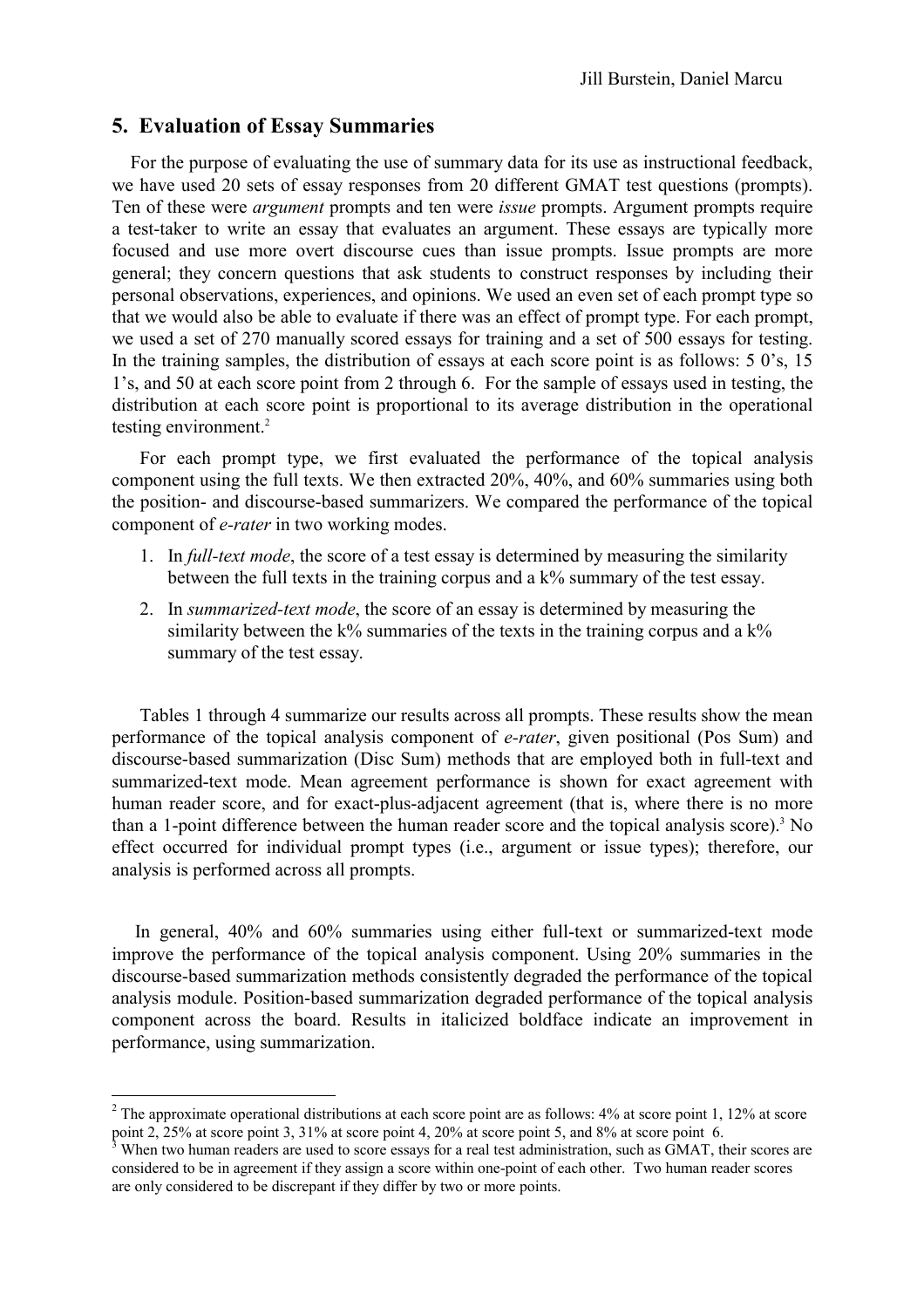## 5. Evaluation of Essay Summaries

For the purpose of evaluating the use of summary data for its use as instructional feedback, we have used 20 sets of essay responses from 20 different GMAT test questions (prompts). Ten of these were *argument* prompts and ten were *issue* prompts. Argument prompts require a test-taker to write an essay that evaluates an argument. These essays are typically more focused and use more overt discourse cues than issue prompts. Issue prompts are more general; they concern questions that ask students to construct responses by including their personal observations, experiences, and opinions. We used an even set of each prompt type so that we would also be able to evaluate if there was an effect of prompt type. For each prompt, we used a set of 270 manually scored essays for training and a set of 500 essays for testing. In the training samples, the distribution of essays at each score point is as follows: 5 0's, 15 1's, and 50 at each score point from 2 through 6. For the sample of essays used in testing, the distribution at each score point is proportional to its average distribution in the operational testing environment.[2]

For each prompt type, we first evaluated the performance of the topical analysis component using the full texts. We then extracted 20%, 40%, and 60% summaries using both the position- and discourse-based summarizers. We compared the performance of the topical component of *e-rater* in two working modes.

1. In *full-text mode*, the score of a test essay is determined by measuring the similarity between the full texts in the training corpus and a k% summary of the test essay.
2. In *summarized-text mode*, the score of an essay is determined by measuring the similarity between the k% summaries of the texts in the training corpus and a k% summary of the test essay.

Tables 1 through 4 summarize our results across all prompts. These results show the mean performance of the topical analysis component of *e-rater*, given positional (Pos Sum) and discourse-based summarization (Disc Sum) methods that are employed both in full-text and summarized-text mode. Mean agreement performance is shown for exact agreement with human reader score, and for exact-plus-adjacent agreement (that is, where there is no more than a 1-point difference between the human reader score and the topical analysis score).[3] No effect occurred for individual prompt types (i.e., argument or issue types); therefore, our analysis is performed across all prompts.

In general, 40% and 60% summaries using either full-text or summarized-text mode improve the performance of the topical analysis component. Using 20% summaries in the discourse-based summarization methods consistently degraded the performance of the topical analysis module. Position-based summarization degraded performance of the topical analysis component across the board. Results in italicized boldface indicate an improvement in performance, using summarization.

---

[2] The approximate operational distributions at each score point are as follows: 4% at score point 1, 12% at score point 2, 25% at score point 3, 31% at score point 4, 20% at score point 5, and 8% at score point 6.

[3] When two human readers are used to score essays for a real test administration, such as GMAT, their scores are considered to be in agreement if they assign a score within one-point of each other. Two human reader scores are only considered to be discrepant if they differ by two or more points.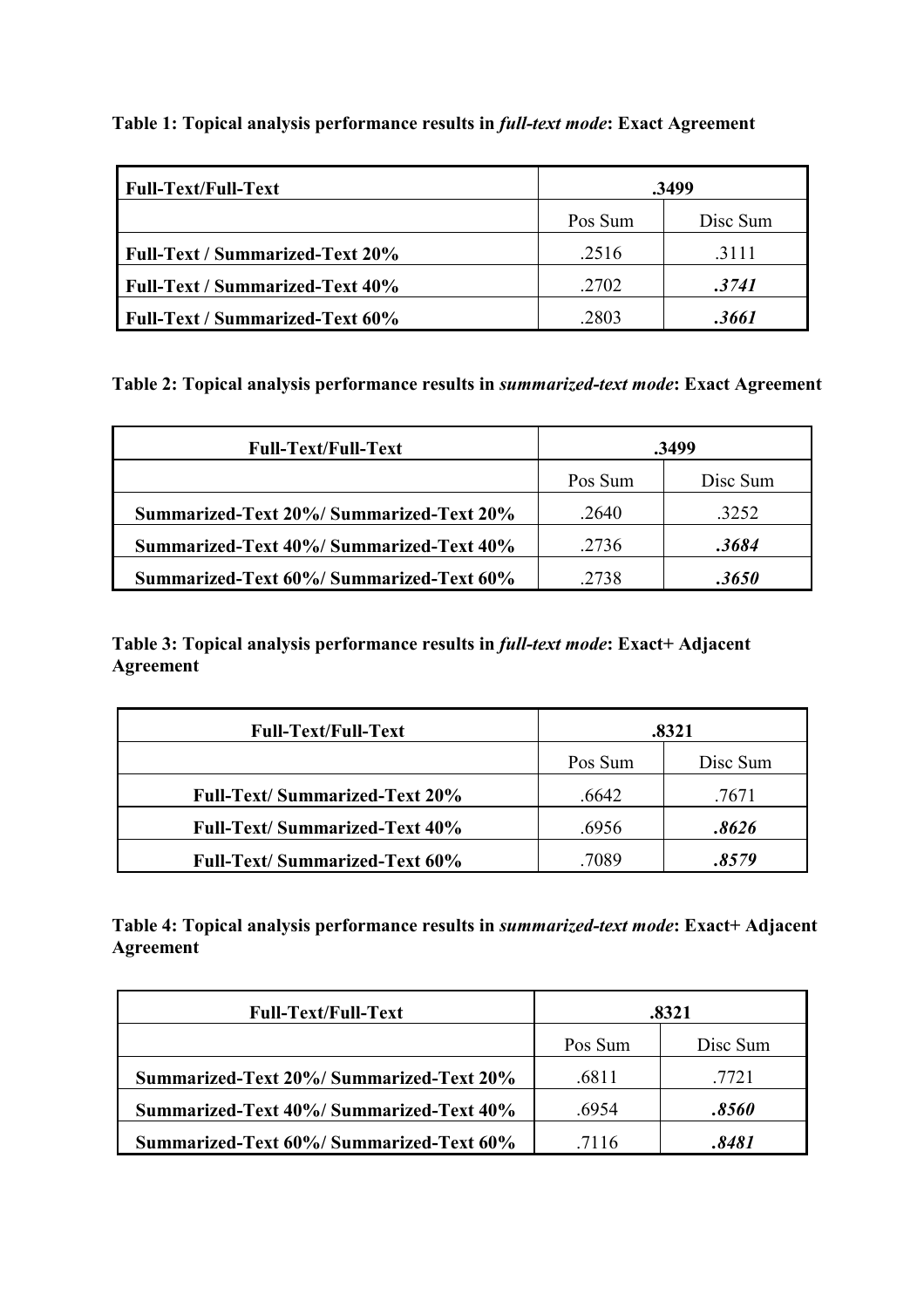**Table 1: Topical analysis performance results in *full-text mode*: Exact Agreement**

| **Full-Text/Full-Text** | **.3499** | |
|---|---|---|
| | Pos Sum | Disc Sum |
| **Full-Text / Summarized-Text 20%** | .2516 | .3111 |
| **Full-Text / Summarized-Text 40%** | .2702 | ***.3741*** |
| **Full-Text / Summarized-Text 60%** | .2803 | ***.3661*** |

**Table 2: Topical analysis performance results in *summarized-text mode*: Exact Agreement**

| **Full-Text/Full-Text** | **.3499** | |
|---|---|---|
| | Pos Sum | Disc Sum |
| **Summarized-Text 20%/ Summarized-Text 20%** | .2640 | .3252 |
| **Summarized-Text 40%/ Summarized-Text 40%** | .2736 | ***.3684*** |
| **Summarized-Text 60%/ Summarized-Text 60%** | .2738 | ***.3650*** |

**Table 3: Topical analysis performance results in *full-text mode*: Exact+ Adjacent Agreement**

| **Full-Text/Full-Text** | **.8321** | |
|---|---|---|
| | Pos Sum | Disc Sum |
| **Full-Text/ Summarized-Text 20%** | .6642 | .7671 |
| **Full-Text/ Summarized-Text 40%** | .6956 | ***.8626*** |
| **Full-Text/ Summarized-Text 60%** | .7089 | ***.8579*** |

**Table 4: Topical analysis performance results in *summarized-text mode*: Exact+ Adjacent Agreement**

| **Full-Text/Full-Text** | **.8321** | |
|---|---|---|
| | Pos Sum | Disc Sum |
| **Summarized-Text 20%/ Summarized-Text 20%** | .6811 | .7721 |
| **Summarized-Text 40%/ Summarized-Text 40%** | .6954 | ***.8560*** |
| **Summarized-Text 60%/ Summarized-Text 60%** | .7116 | ***.8481*** |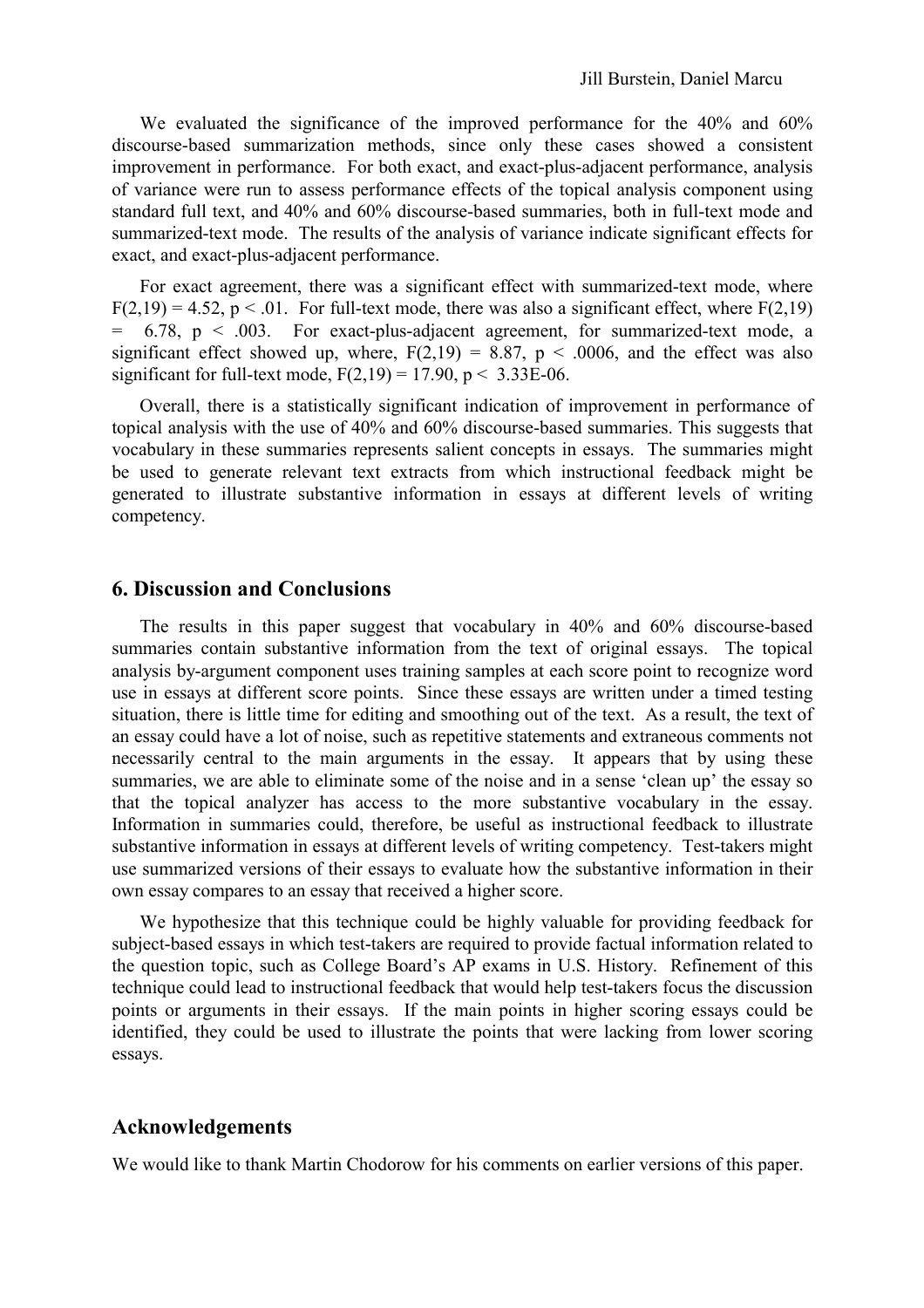We evaluated the significance of the improved performance for the 40% and 60% discourse-based summarization methods, since only these cases showed a consistent improvement in performance. For both exact, and exact-plus-adjacent performance, analysis of variance were run to assess performance effects of the topical analysis component using standard full text, and 40% and 60% discourse-based summaries, both in full-text mode and summarized-text mode. The results of the analysis of variance indicate significant effects for exact, and exact-plus-adjacent performance.

For exact agreement, there was a significant effect with summarized-text mode, where $F(2,19) = 4.52$, $p < .01$. For full-text mode, there was also a significant effect, where $F(2,19) = 6.78$, $p < .003$. For exact-plus-adjacent agreement, for summarized-text mode, a significant effect showed up, where, $F(2,19) = 8.87$, $p < .0006$, and the effect was also significant for full-text mode, $F(2,19) = 17.90$, $p < 3.33E\text{-}06$.

Overall, there is a statistically significant indication of improvement in performance of topical analysis with the use of 40% and 60% discourse-based summaries. This suggests that vocabulary in these summaries represents salient concepts in essays. The summaries might be used to generate relevant text extracts from which instructional feedback might be generated to illustrate substantive information in essays at different levels of writing competency.

## 6. Discussion and Conclusions

The results in this paper suggest that vocabulary in 40% and 60% discourse-based summaries contain substantive information from the text of original essays. The topical analysis by-argument component uses training samples at each score point to recognize word use in essays at different score points. Since these essays are written under a timed testing situation, there is little time for editing and smoothing out of the text. As a result, the text of an essay could have a lot of noise, such as repetitive statements and extraneous comments not necessarily central to the main arguments in the essay. It appears that by using these summaries, we are able to eliminate some of the noise and in a sense 'clean up' the essay so that the topical analyzer has access to the more substantive vocabulary in the essay. Information in summaries could, therefore, be useful as instructional feedback to illustrate substantive information in essays at different levels of writing competency. Test-takers might use summarized versions of their essays to evaluate how the substantive information in their own essay compares to an essay that received a higher score.

We hypothesize that this technique could be highly valuable for providing feedback for subject-based essays in which test-takers are required to provide factual information related to the question topic, such as College Board's AP exams in U.S. History. Refinement of this technique could lead to instructional feedback that would help test-takers focus the discussion points or arguments in their essays. If the main points in higher scoring essays could be identified, they could be used to illustrate the points that were lacking from lower scoring essays.

## Acknowledgements

We would like to thank Martin Chodorow for his comments on earlier versions of this paper.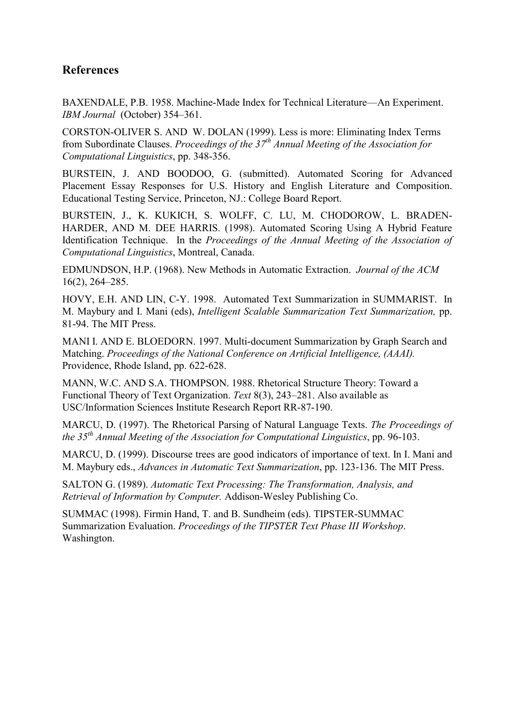## References

BAXENDALE, P.B. 1958. Machine-Made Index for Technical Literature—An Experiment. *IBM Journal* (October) 354–361.

CORSTON-OLIVER S. AND W. DOLAN (1999). Less is more: Eliminating Index Terms from Subordinate Clauses. *Proceedings of the 37th Annual Meeting of the Association for Computational Linguistics*, pp. 348-356.

BURSTEIN, J. AND BOODOO, G. (submitted). Automated Scoring for Advanced Placement Essay Responses for U.S. History and English Literature and Composition. Educational Testing Service, Princeton, NJ.: College Board Report.

BURSTEIN, J., K. KUKICH, S. WOLFF, C. LU, M. CHODOROW, L. BRADEN-HARDER, AND M. DEE HARRIS. (1998). Automated Scoring Using A Hybrid Feature Identification Technique. In the *Proceedings of the Annual Meeting of the Association of Computational Linguistics*, Montreal, Canada.

EDMUNDSON, H.P. (1968). New Methods in Automatic Extraction. *Journal of the ACM* 16(2), 264–285.

HOVY, E.H. AND LIN, C-Y. 1998. Automated Text Summarization in SUMMARIST. In M. Maybury and I. Mani (eds), *Intelligent Scalable Summarization Text Summarization,* pp. 81-94. The MIT Press.

MANI I. AND E. BLOEDORN. 1997. Multi-document Summarization by Graph Search and Matching. *Proceedings of the National Conference on Artificial Intelligence, (AAAI).* Providence, Rhode Island, pp. 622-628.

MANN, W.C. AND S.A. THOMPSON. 1988. Rhetorical Structure Theory: Toward a Functional Theory of Text Organization. *Text* 8(3), 243–281. Also available as USC/Information Sciences Institute Research Report RR-87-190.

MARCU, D. (1997). The Rhetorical Parsing of Natural Language Texts. *The Proceedings of the 35th Annual Meeting of the Association for Computational Linguistics*, pp. 96-103.

MARCU, D. (1999). Discourse trees are good indicators of importance of text. In I. Mani and M. Maybury eds., *Advances in Automatic Text Summarization*, pp. 123-136. The MIT Press.

SALTON G. (1989). *Automatic Text Processing: The Transformation, Analysis, and Retrieval of Information by Computer.* Addison-Wesley Publishing Co.

SUMMAC (1998). Firmin Hand, T. and B. Sundheim (eds). TIPSTER-SUMMAC Summarization Evaluation. *Proceedings of the TIPSTER Text Phase III Workshop*. Washington.